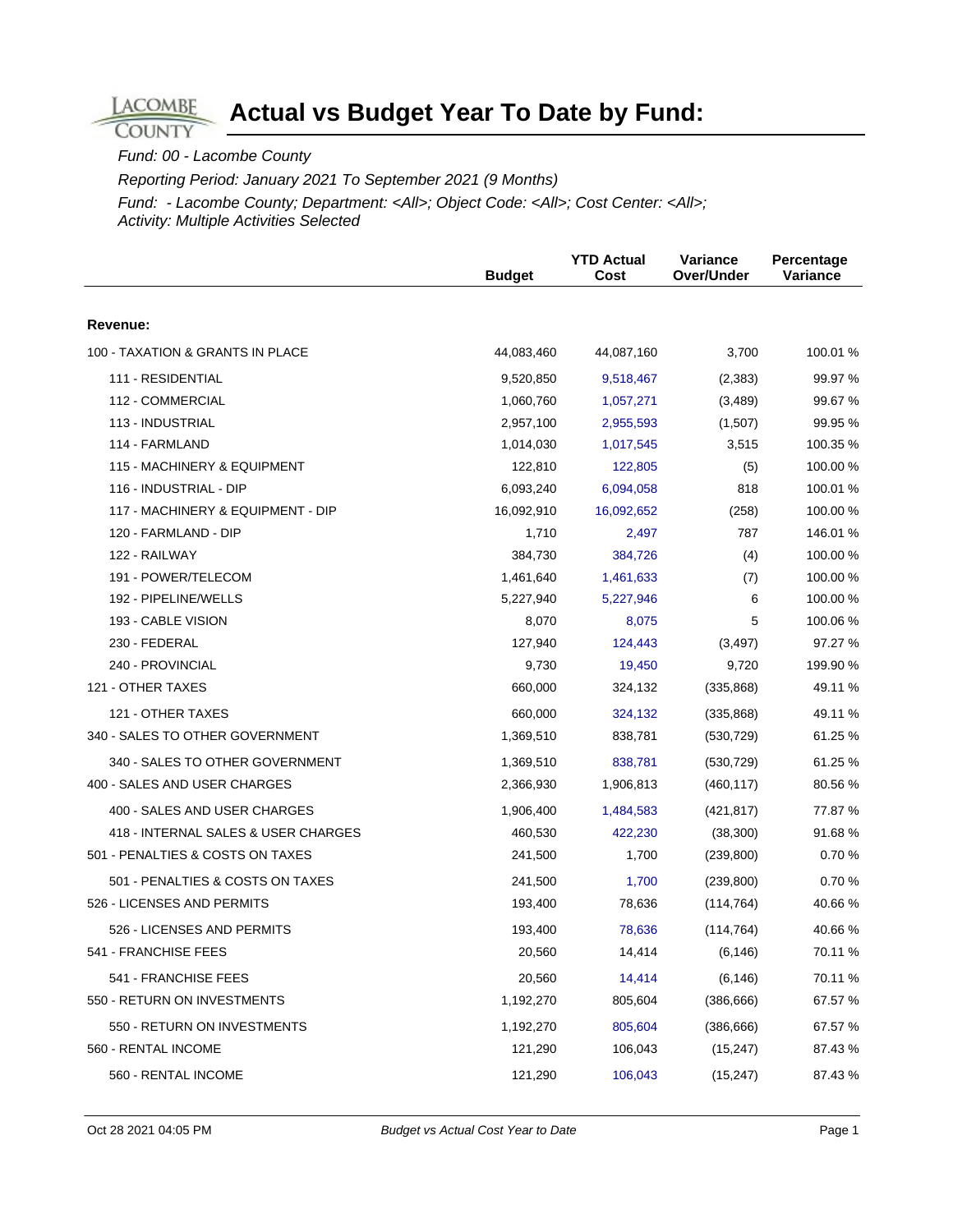# Actual vs Budget Year To Date by Fund:

*Fund: 00 - Lacombe County*

*Reporting Period: January 2021 To September 2021 (9 Months)*

*Fund: - Lacombe County; Department: <All>; Object Code: <All>; Cost Center: <All>; Activity: Multiple Activities Selected*

| | Budget | YTD Actual Cost | Variance Over/Under | Percentage Variance |
|---|---|---|---|---|
| **Revenue:** | | | | |
| 100 - TAXATION & GRANTS IN PLACE | 44,083,460 | 44,087,160 | 3,700 | 100.01 % |
| 111 - RESIDENTIAL | 9,520,850 | 9,518,467 | (2,383) | 99.97 % |
| 112 - COMMERCIAL | 1,060,760 | 1,057,271 | (3,489) | 99.67 % |
| 113 - INDUSTRIAL | 2,957,100 | 2,955,593 | (1,507) | 99.95 % |
| 114 - FARMLAND | 1,014,030 | 1,017,545 | 3,515 | 100.35 % |
| 115 - MACHINERY & EQUIPMENT | 122,810 | 122,805 | (5) | 100.00 % |
| 116 - INDUSTRIAL - DIP | 6,093,240 | 6,094,058 | 818 | 100.01 % |
| 117 - MACHINERY & EQUIPMENT - DIP | 16,092,910 | 16,092,652 | (258) | 100.00 % |
| 120 - FARMLAND - DIP | 1,710 | 2,497 | 787 | 146.01 % |
| 122 - RAILWAY | 384,730 | 384,726 | (4) | 100.00 % |
| 191 - POWER/TELECOM | 1,461,640 | 1,461,633 | (7) | 100.00 % |
| 192 - PIPELINE/WELLS | 5,227,940 | 5,227,946 | 6 | 100.00 % |
| 193 - CABLE VISION | 8,070 | 8,075 | 5 | 100.06 % |
| 230 - FEDERAL | 127,940 | 124,443 | (3,497) | 97.27 % |
| 240 - PROVINCIAL | 9,730 | 19,450 | 9,720 | 199.90 % |
| 121 - OTHER TAXES | 660,000 | 324,132 | (335,868) | 49.11 % |
| 121 - OTHER TAXES | 660,000 | 324,132 | (335,868) | 49.11 % |
| 340 - SALES TO OTHER GOVERNMENT | 1,369,510 | 838,781 | (530,729) | 61.25 % |
| 340 - SALES TO OTHER GOVERNMENT | 1,369,510 | 838,781 | (530,729) | 61.25 % |
| 400 - SALES AND USER CHARGES | 2,366,930 | 1,906,813 | (460,117) | 80.56 % |
| 400 - SALES AND USER CHARGES | 1,906,400 | 1,484,583 | (421,817) | 77.87 % |
| 418 - INTERNAL SALES & USER CHARGES | 460,530 | 422,230 | (38,300) | 91.68 % |
| 501 - PENALTIES & COSTS ON TAXES | 241,500 | 1,700 | (239,800) | 0.70 % |
| 501 - PENALTIES & COSTS ON TAXES | 241,500 | 1,700 | (239,800) | 0.70 % |
| 526 - LICENSES AND PERMITS | 193,400 | 78,636 | (114,764) | 40.66 % |
| 526 - LICENSES AND PERMITS | 193,400 | 78,636 | (114,764) | 40.66 % |
| 541 - FRANCHISE FEES | 20,560 | 14,414 | (6,146) | 70.11 % |
| 541 - FRANCHISE FEES | 20,560 | 14,414 | (6,146) | 70.11 % |
| 550 - RETURN ON INVESTMENTS | 1,192,270 | 805,604 | (386,666) | 67.57 % |
| 550 - RETURN ON INVESTMENTS | 1,192,270 | 805,604 | (386,666) | 67.57 % |
| 560 - RENTAL INCOME | 121,290 | 106,043 | (15,247) | 87.43 % |
| 560 - RENTAL INCOME | 121,290 | 106,043 | (15,247) | 87.43 % |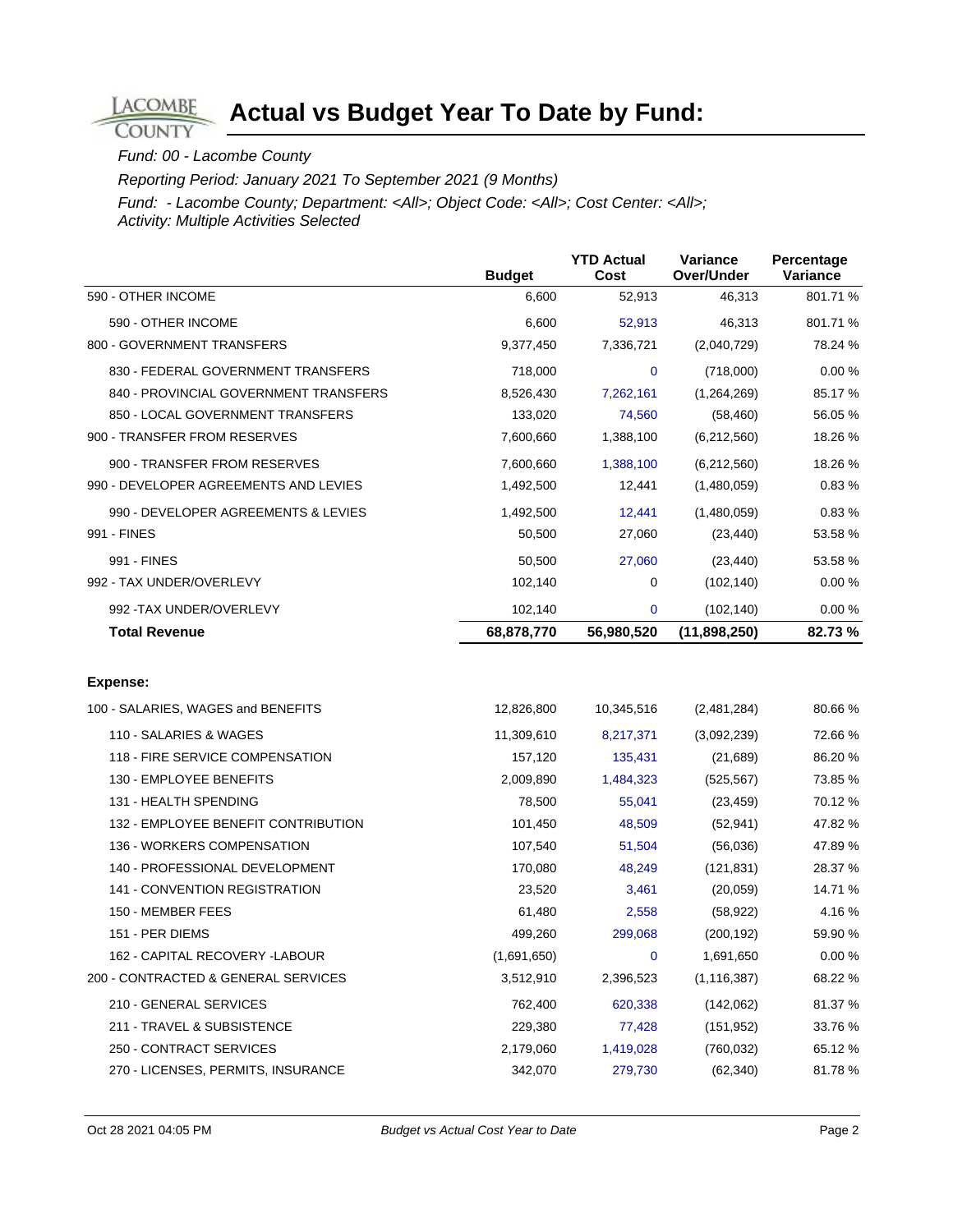# Actual vs Budget Year To Date by Fund:

*Fund: 00 - Lacombe County*

*Reporting Period: January 2021 To September 2021 (9 Months)*

*Fund: - Lacombe County; Department: <All>; Object Code: <All>; Cost Center: <All>; Activity: Multiple Activities Selected*

| | Budget | YTD Actual Cost | Variance Over/Under | Percentage Variance |
|---|---|---|---|---|
| 590 - OTHER INCOME | 6,600 | 52,913 | 46,313 | 801.71 % |
| 590 - OTHER INCOME | 6,600 | 52,913 | 46,313 | 801.71 % |
| 800 - GOVERNMENT TRANSFERS | 9,377,450 | 7,336,721 | (2,040,729) | 78.24 % |
| 830 - FEDERAL GOVERNMENT TRANSFERS | 718,000 | 0 | (718,000) | 0.00 % |
| 840 - PROVINCIAL GOVERNMENT TRANSFERS | 8,526,430 | 7,262,161 | (1,264,269) | 85.17 % |
| 850 - LOCAL GOVERNMENT TRANSFERS | 133,020 | 74,560 | (58,460) | 56.05 % |
| 900 - TRANSFER FROM RESERVES | 7,600,660 | 1,388,100 | (6,212,560) | 18.26 % |
| 900 - TRANSFER FROM RESERVES | 7,600,660 | 1,388,100 | (6,212,560) | 18.26 % |
| 990 - DEVELOPER AGREEMENTS AND LEVIES | 1,492,500 | 12,441 | (1,480,059) | 0.83 % |
| 990 - DEVELOPER AGREEMENTS & LEVIES | 1,492,500 | 12,441 | (1,480,059) | 0.83 % |
| 991 - FINES | 50,500 | 27,060 | (23,440) | 53.58 % |
| 991 - FINES | 50,500 | 27,060 | (23,440) | 53.58 % |
| 992 - TAX UNDER/OVERLEVY | 102,140 | 0 | (102,140) | 0.00 % |
| 992 -TAX UNDER/OVERLEVY | 102,140 | 0 | (102,140) | 0.00 % |
| **Total Revenue** | **68,878,770** | **56,980,520** | **(11,898,250)** | **82.73 %** |

**Expense:**

| | Budget | YTD Actual Cost | Variance Over/Under | Percentage Variance |
|---|---|---|---|---|
| 100 - SALARIES, WAGES and BENEFITS | 12,826,800 | 10,345,516 | (2,481,284) | 80.66 % |
| 110 - SALARIES & WAGES | 11,309,610 | 8,217,371 | (3,092,239) | 72.66 % |
| 118 - FIRE SERVICE COMPENSATION | 157,120 | 135,431 | (21,689) | 86.20 % |
| 130 - EMPLOYEE BENEFITS | 2,009,890 | 1,484,323 | (525,567) | 73.85 % |
| 131 - HEALTH SPENDING | 78,500 | 55,041 | (23,459) | 70.12 % |
| 132 - EMPLOYEE BENEFIT CONTRIBUTION | 101,450 | 48,509 | (52,941) | 47.82 % |
| 136 - WORKERS COMPENSATION | 107,540 | 51,504 | (56,036) | 47.89 % |
| 140 - PROFESSIONAL DEVELOPMENT | 170,080 | 48,249 | (121,831) | 28.37 % |
| 141 - CONVENTION REGISTRATION | 23,520 | 3,461 | (20,059) | 14.71 % |
| 150 - MEMBER FEES | 61,480 | 2,558 | (58,922) | 4.16 % |
| 151 - PER DIEMS | 499,260 | 299,068 | (200,192) | 59.90 % |
| 162 - CAPITAL RECOVERY -LABOUR | (1,691,650) | 0 | 1,691,650 | 0.00 % |
| 200 - CONTRACTED & GENERAL SERVICES | 3,512,910 | 2,396,523 | (1,116,387) | 68.22 % |
| 210 - GENERAL SERVICES | 762,400 | 620,338 | (142,062) | 81.37 % |
| 211 - TRAVEL & SUBSISTENCE | 229,380 | 77,428 | (151,952) | 33.76 % |
| 250 - CONTRACT SERVICES | 2,179,060 | 1,419,028 | (760,032) | 65.12 % |
| 270 - LICENSES, PERMITS, INSURANCE | 342,070 | 279,730 | (62,340) | 81.78 % |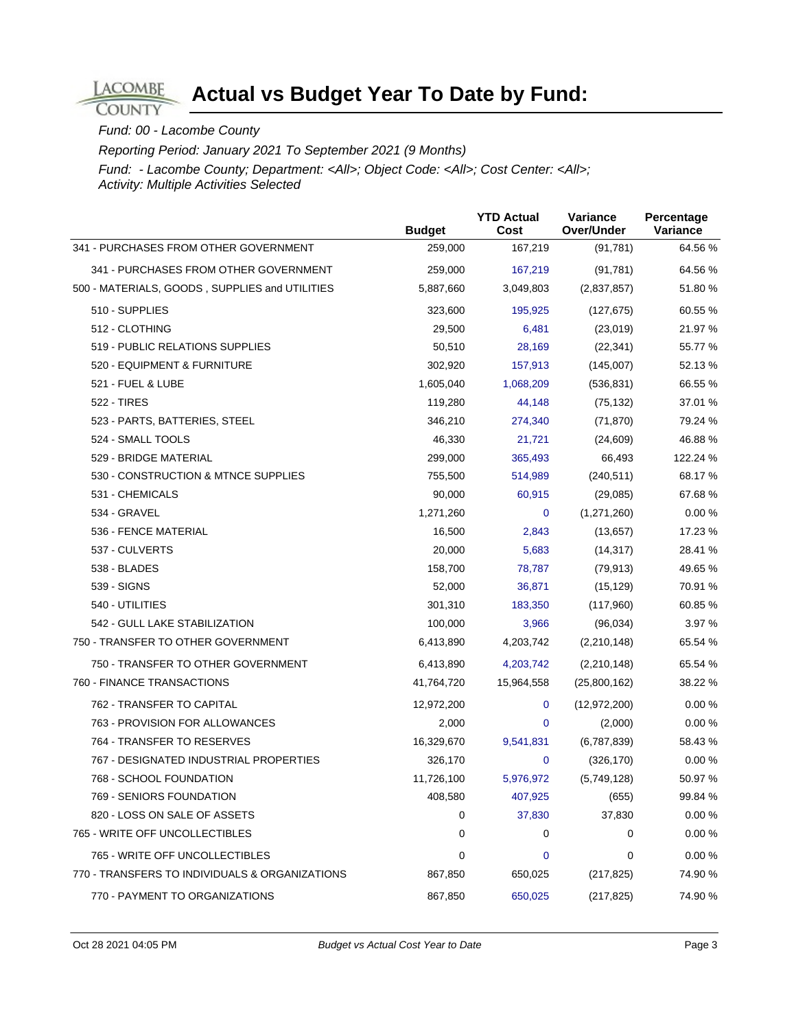# Actual vs Budget Year To Date by Fund:

*Fund: 00 - Lacombe County*

*Reporting Period: January 2021 To September 2021 (9 Months)*

*Fund: - Lacombe County; Department: <All>; Object Code: <All>; Cost Center: <All>; Activity: Multiple Activities Selected*

| | Budget | YTD Actual Cost | Variance Over/Under | Percentage Variance |
|---|---|---|---|---|
| 341 - PURCHASES FROM OTHER GOVERNMENT | 259,000 | 167,219 | (91,781) | 64.56 % |
| 341 - PURCHASES FROM OTHER GOVERNMENT | 259,000 | 167,219 | (91,781) | 64.56 % |
| 500 - MATERIALS, GOODS , SUPPLIES and UTILITIES | 5,887,660 | 3,049,803 | (2,837,857) | 51.80 % |
| 510 - SUPPLIES | 323,600 | 195,925 | (127,675) | 60.55 % |
| 512 - CLOTHING | 29,500 | 6,481 | (23,019) | 21.97 % |
| 519 - PUBLIC RELATIONS SUPPLIES | 50,510 | 28,169 | (22,341) | 55.77 % |
| 520 - EQUIPMENT & FURNITURE | 302,920 | 157,913 | (145,007) | 52.13 % |
| 521 - FUEL & LUBE | 1,605,040 | 1,068,209 | (536,831) | 66.55 % |
| 522 - TIRES | 119,280 | 44,148 | (75,132) | 37.01 % |
| 523 - PARTS, BATTERIES, STEEL | 346,210 | 274,340 | (71,870) | 79.24 % |
| 524 - SMALL TOOLS | 46,330 | 21,721 | (24,609) | 46.88 % |
| 529 - BRIDGE MATERIAL | 299,000 | 365,493 | 66,493 | 122.24 % |
| 530 - CONSTRUCTION & MTNCE SUPPLIES | 755,500 | 514,989 | (240,511) | 68.17 % |
| 531 - CHEMICALS | 90,000 | 60,915 | (29,085) | 67.68 % |
| 534 - GRAVEL | 1,271,260 | 0 | (1,271,260) | 0.00 % |
| 536 - FENCE MATERIAL | 16,500 | 2,843 | (13,657) | 17.23 % |
| 537 - CULVERTS | 20,000 | 5,683 | (14,317) | 28.41 % |
| 538 - BLADES | 158,700 | 78,787 | (79,913) | 49.65 % |
| 539 - SIGNS | 52,000 | 36,871 | (15,129) | 70.91 % |
| 540 - UTILITIES | 301,310 | 183,350 | (117,960) | 60.85 % |
| 542 - GULL LAKE STABILIZATION | 100,000 | 3,966 | (96,034) | 3.97 % |
| 750 - TRANSFER TO OTHER GOVERNMENT | 6,413,890 | 4,203,742 | (2,210,148) | 65.54 % |
| 750 - TRANSFER TO OTHER GOVERNMENT | 6,413,890 | 4,203,742 | (2,210,148) | 65.54 % |
| 760 - FINANCE TRANSACTIONS | 41,764,720 | 15,964,558 | (25,800,162) | 38.22 % |
| 762 - TRANSFER TO CAPITAL | 12,972,200 | 0 | (12,972,200) | 0.00 % |
| 763 - PROVISION FOR ALLOWANCES | 2,000 | 0 | (2,000) | 0.00 % |
| 764 - TRANSFER TO RESERVES | 16,329,670 | 9,541,831 | (6,787,839) | 58.43 % |
| 767 - DESIGNATED INDUSTRIAL PROPERTIES | 326,170 | 0 | (326,170) | 0.00 % |
| 768 - SCHOOL FOUNDATION | 11,726,100 | 5,976,972 | (5,749,128) | 50.97 % |
| 769 - SENIORS FOUNDATION | 408,580 | 407,925 | (655) | 99.84 % |
| 820 - LOSS ON SALE OF ASSETS | 0 | 37,830 | 37,830 | 0.00 % |
| 765 - WRITE OFF UNCOLLECTIBLES | 0 | 0 | 0 | 0.00 % |
| 765 - WRITE OFF UNCOLLECTIBLES | 0 | 0 | 0 | 0.00 % |
| 770 - TRANSFERS TO INDIVIDUAS & ORGANIZATIONS | 867,850 | 650,025 | (217,825) | 74.90 % |
| 770 - PAYMENT TO ORGANIZATIONS | 867,850 | 650,025 | (217,825) | 74.90 % |

Oct 28 2021 04:05 PM — *Budget vs Actual Cost Year to Date*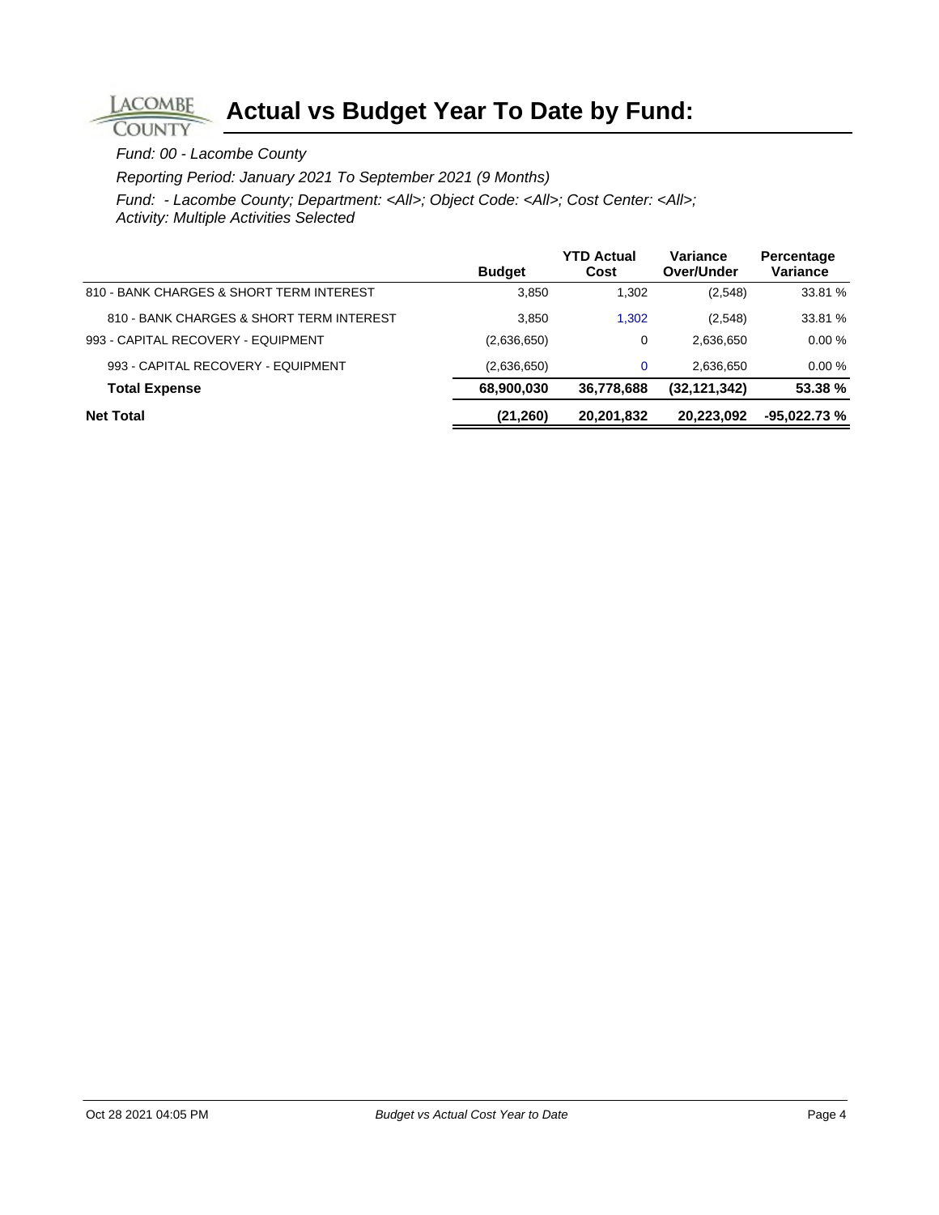# Actual vs Budget Year To Date by Fund:

*Fund: 00 - Lacombe County*

*Reporting Period: January 2021 To September 2021 (9 Months)*

*Fund: - Lacombe County; Department: <All>; Object Code: <All>; Cost Center: <All>; Activity: Multiple Activities Selected*

| | Budget | YTD Actual Cost | Variance Over/Under | Percentage Variance |
|---|---|---|---|---|
| 810 - BANK CHARGES & SHORT TERM INTEREST | 3,850 | 1,302 | (2,548) | 33.81 % |
| 810 - BANK CHARGES & SHORT TERM INTEREST | 3,850 | 1,302 | (2,548) | 33.81 % |
| 993 - CAPITAL RECOVERY - EQUIPMENT | (2,636,650) | 0 | 2,636,650 | 0.00 % |
| 993 - CAPITAL RECOVERY - EQUIPMENT | (2,636,650) | 0 | 2,636,650 | 0.00 % |
| **Total Expense** | **68,900,030** | **36,778,688** | **(32,121,342)** | **53.38 %** |
| **Net Total** | **(21,260)** | **20,201,832** | **20,223,092** | **-95,022.73 %** |

Oct 28 2021 04:05 PM *Budget vs Actual Cost Year to Date*